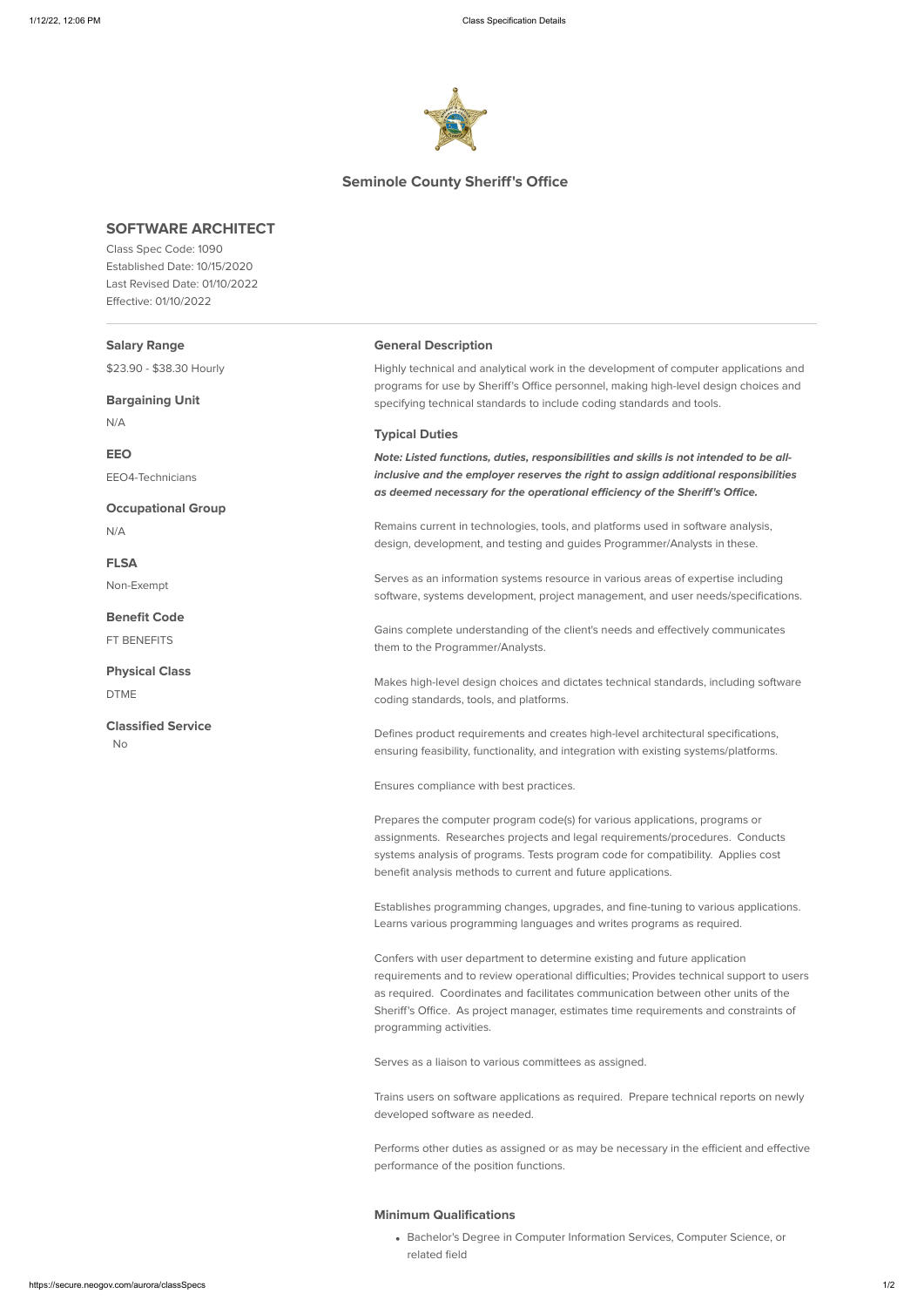## Seminole County Sheriff's Office

# SOFTWARE ARCHITECT

Class Spec Code: 1090
Established Date: 10/15/2020
Last Revised Date: 01/10/2022
Effective: 01/10/2022

### Salary Range

$23.90 - $38.30 Hourly

### Bargaining Unit

N/A

### EEO

EEO4-Technicians

### Occupational Group

N/A

### FLSA

Non-Exempt

### Benefit Code

FT BENEFITS

### Physical Class

DTME

### Classified Service

No

### General Description

Highly technical and analytical work in the development of computer applications and programs for use by Sheriff's Office personnel, making high-level design choices and specifying technical standards to include coding standards and tools.

### Typical Duties

***Note: Listed functions, duties, responsibilities and skills is not intended to be all-inclusive and the employer reserves the right to assign additional responsibilities as deemed necessary for the operational efficiency of the Sheriff's Office.***

Remains current in technologies, tools, and platforms used in software analysis, design, development, and testing and guides Programmer/Analysts in these.

Serves as an information systems resource in various areas of expertise including software, systems development, project management, and user needs/specifications.

Gains complete understanding of the client's needs and effectively communicates them to the Programmer/Analysts.

Makes high-level design choices and dictates technical standards, including software coding standards, tools, and platforms.

Defines product requirements and creates high-level architectural specifications, ensuring feasibility, functionality, and integration with existing systems/platforms.

Ensures compliance with best practices.

Prepares the computer program code(s) for various applications, programs or assignments. Researches projects and legal requirements/procedures. Conducts systems analysis of programs. Tests program code for compatibility. Applies cost benefit analysis methods to current and future applications.

Establishes programming changes, upgrades, and fine-tuning to various applications. Learns various programming languages and writes programs as required.

Confers with user department to determine existing and future application requirements and to review operational difficulties; Provides technical support to users as required. Coordinates and facilitates communication between other units of the Sheriff's Office. As project manager, estimates time requirements and constraints of programming activities.

Serves as a liaison to various committees as assigned.

Trains users on software applications as required. Prepare technical reports on newly developed software as needed.

Performs other duties as assigned or as may be necessary in the efficient and effective performance of the position functions.

### Minimum Qualifications

- Bachelor's Degree in Computer Information Services, Computer Science, or related field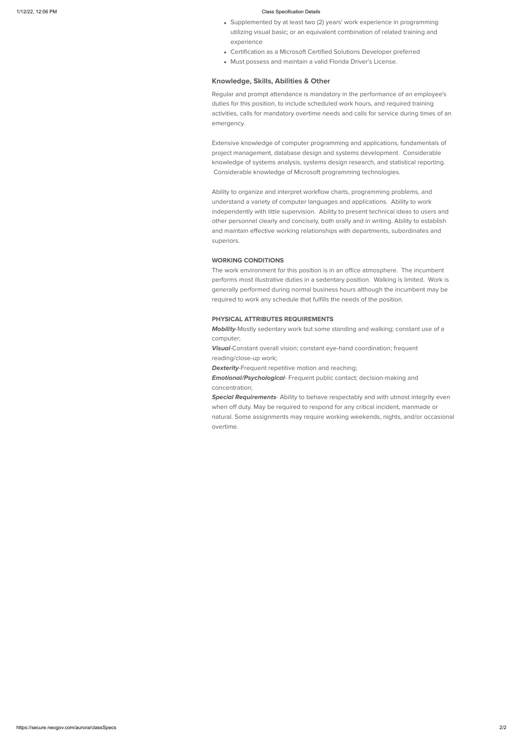- Supplemented by at least two (2) years' work experience in programming utilizing visual basic; or an equivalent combination of related training and experience
- Certification as a Microsoft Certified Solutions Developer preferred
- Must possess and maintain a valid Florida Driver's License.

### Knowledge, Skills, Abilities & Other

Regular and prompt attendance is mandatory in the performance of an employee's duties for this position, to include scheduled work hours, and required training activities, calls for mandatory overtime needs and calls for service during times of an emergency.

Extensive knowledge of computer programming and applications, fundamentals of project management, database design and systems development. Considerable knowledge of systems analysis, systems design research, and statistical reporting. Considerable knowledge of Microsoft programming technologies.

Ability to organize and interpret workflow charts, programming problems, and understand a variety of computer languages and applications. Ability to work independently with little supervision. Ability to present technical ideas to users and other personnel clearly and concisely, both orally and in writing. Ability to establish and maintain effective working relationships with departments, subordinates and superiors.

**WORKING CONDITIONS**

The work environment for this position is in an office atmosphere. The incumbent performs most illustrative duties in a sedentary position. Walking is limited. Work is generally performed during normal business hours although the incumbent may be required to work any schedule that fulfills the needs of the position.

**PHYSICAL ATTRIBUTES REQUIREMENTS**

***Mobility***-Mostly sedentary work but some standing and walking; constant use of a computer;

***Visual***-Constant overall vision; constant eye-hand coordination; frequent reading/close-up work;

***Dexterity***-Frequent repetitive motion and reaching;

***Emotional/Psychological***- Frequent public contact; decision-making and concentration;

***Special Requirements***- Ability to behave respectably and with utmost integrity even when off duty. May be required to respond for any critical incident, manmade or natural. Some assignments may require working weekends, nights, and/or occasional overtime.